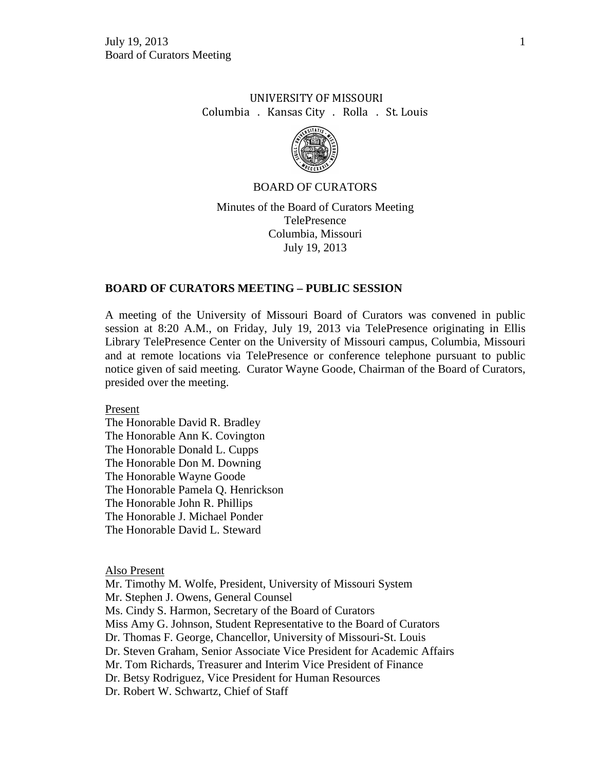UNIVERSITY OF MISSOURI
Columbia . Kansas City . Rolla . St. Louis

BOARD OF CURATORS

Minutes of the Board of Curators Meeting
TelePresence
Columbia, Missouri
July 19, 2013

## BOARD OF CURATORS MEETING – PUBLIC SESSION

A meeting of the University of Missouri Board of Curators was convened in public session at 8:20 A.M., on Friday, July 19, 2013 via TelePresence originating in Ellis Library TelePresence Center on the University of Missouri campus, Columbia, Missouri and at remote locations via TelePresence or conference telephone pursuant to public notice given of said meeting. Curator Wayne Goode, Chairman of the Board of Curators, presided over the meeting.

Present
The Honorable David R. Bradley
The Honorable Ann K. Covington
The Honorable Donald L. Cupps
The Honorable Don M. Downing
The Honorable Wayne Goode
The Honorable Pamela Q. Henrickson
The Honorable John R. Phillips
The Honorable J. Michael Ponder
The Honorable David L. Steward

Also Present
Mr. Timothy M. Wolfe, President, University of Missouri System
Mr. Stephen J. Owens, General Counsel
Ms. Cindy S. Harmon, Secretary of the Board of Curators
Miss Amy G. Johnson, Student Representative to the Board of Curators
Dr. Thomas F. George, Chancellor, University of Missouri-St. Louis
Dr. Steven Graham, Senior Associate Vice President for Academic Affairs
Mr. Tom Richards, Treasurer and Interim Vice President of Finance
Dr. Betsy Rodriguez, Vice President for Human Resources
Dr. Robert W. Schwartz, Chief of Staff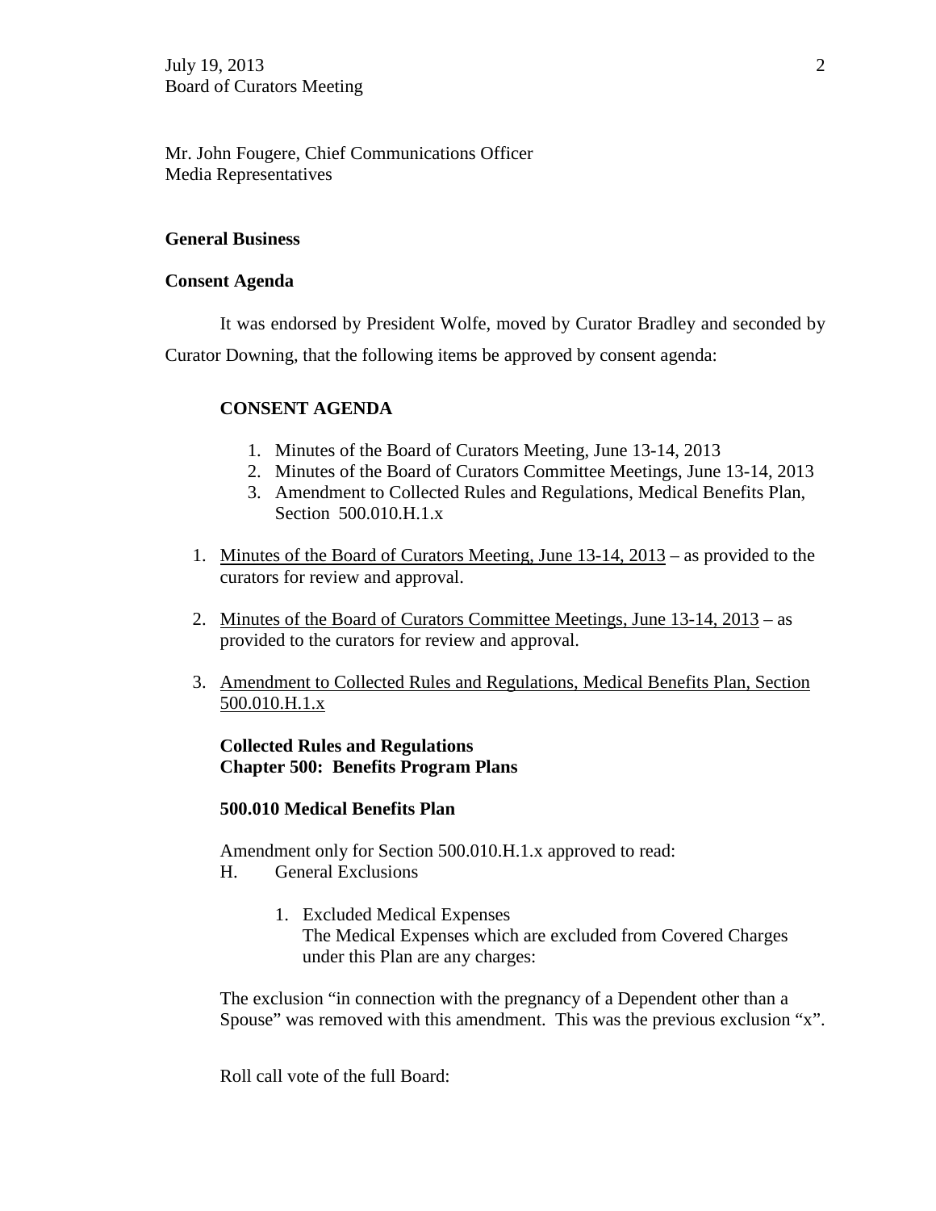Mr. John Fougere, Chief Communications Officer
Media Representatives

**General Business**

**Consent Agenda**

It was endorsed by President Wolfe, moved by Curator Bradley and seconded by Curator Downing, that the following items be approved by consent agenda:

**CONSENT AGENDA**

1. Minutes of the Board of Curators Meeting, June 13-14, 2013
2. Minutes of the Board of Curators Committee Meetings, June 13-14, 2013
3. Amendment to Collected Rules and Regulations, Medical Benefits Plan, Section 500.010.H.1.x

1. <u>Minutes of the Board of Curators Meeting, June 13-14, 2013</u> – as provided to the curators for review and approval.

2. <u>Minutes of the Board of Curators Committee Meetings, June 13-14, 2013</u> – as provided to the curators for review and approval.

3. <u>Amendment to Collected Rules and Regulations, Medical Benefits Plan, Section 500.010.H.1.x</u>

**Collected Rules and Regulations**
**Chapter 500: Benefits Program Plans**

**500.010 Medical Benefits Plan**

Amendment only for Section 500.010.H.1.x approved to read:

H. General Exclusions

1. Excluded Medical Expenses
   The Medical Expenses which are excluded from Covered Charges under this Plan are any charges:

The exclusion "in connection with the pregnancy of a Dependent other than a Spouse" was removed with this amendment. This was the previous exclusion "x".

Roll call vote of the full Board: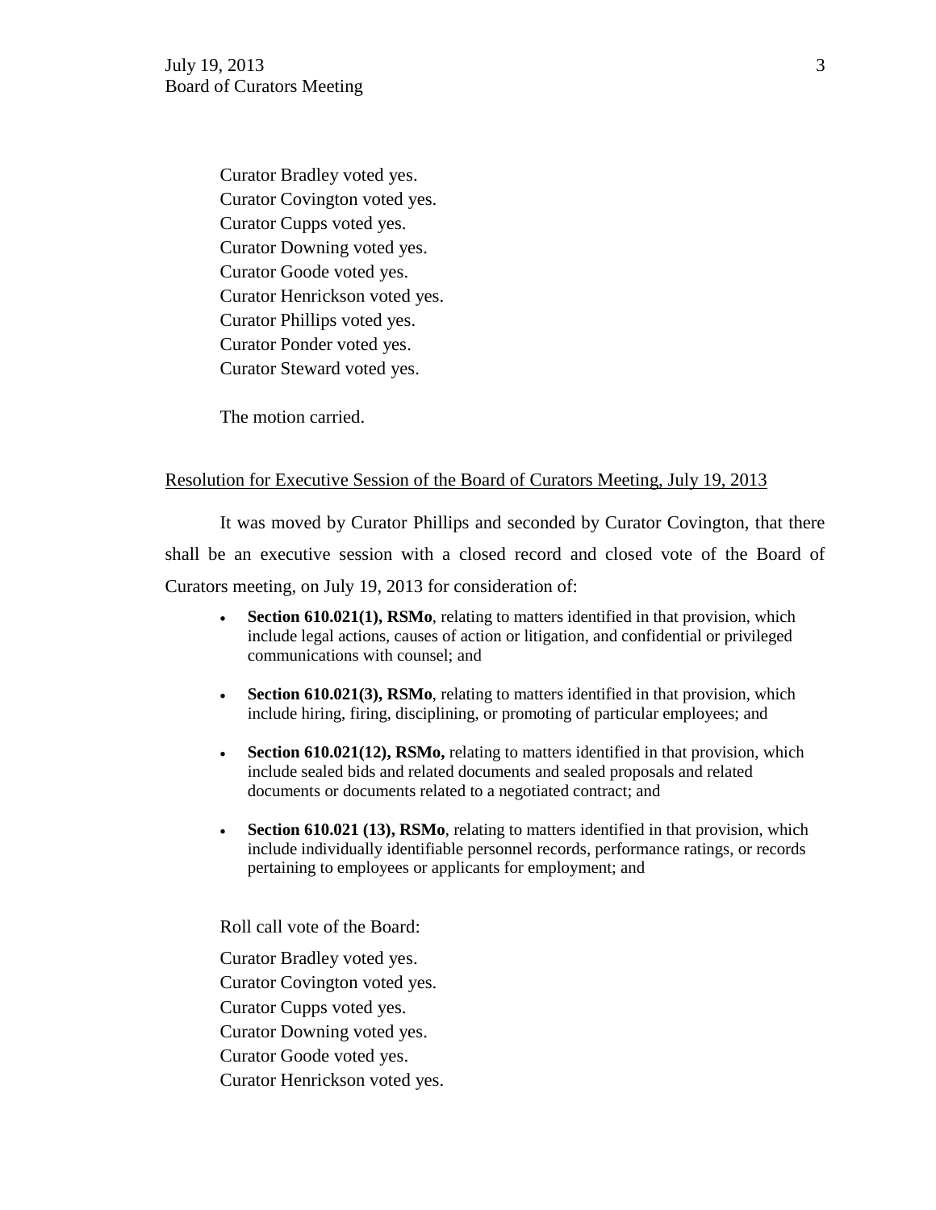Curator Bradley voted yes.
Curator Covington voted yes.
Curator Cupps voted yes.
Curator Downing voted yes.
Curator Goode voted yes.
Curator Henrickson voted yes.
Curator Phillips voted yes.
Curator Ponder voted yes.
Curator Steward voted yes.

The motion carried.

<u>Resolution for Executive Session of the Board of Curators Meeting, July 19, 2013</u>

It was moved by Curator Phillips and seconded by Curator Covington, that there shall be an executive session with a closed record and closed vote of the Board of Curators meeting, on July 19, 2013 for consideration of:

- **Section 610.021(1), RSMo**, relating to matters identified in that provision, which include legal actions, causes of action or litigation, and confidential or privileged communications with counsel; and
- **Section 610.021(3), RSMo**, relating to matters identified in that provision, which include hiring, firing, disciplining, or promoting of particular employees; and
- **Section 610.021(12), RSMo,** relating to matters identified in that provision, which include sealed bids and related documents and sealed proposals and related documents or documents related to a negotiated contract; and
- **Section 610.021 (13), RSMo**, relating to matters identified in that provision, which include individually identifiable personnel records, performance ratings, or records pertaining to employees or applicants for employment; and

Roll call vote of the Board:

Curator Bradley voted yes.
Curator Covington voted yes.
Curator Cupps voted yes.
Curator Downing voted yes.
Curator Goode voted yes.
Curator Henrickson voted yes.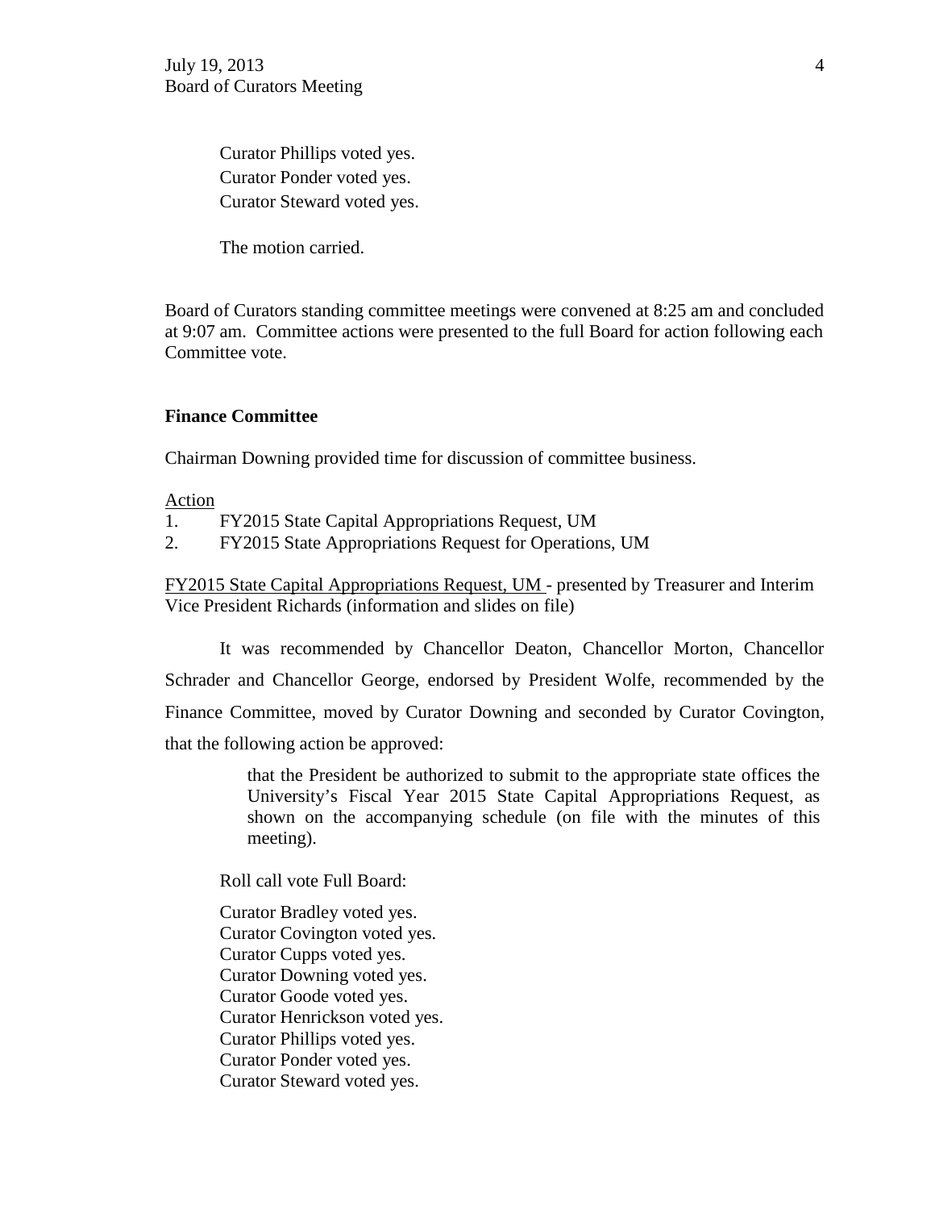Curator Phillips voted yes.
Curator Ponder voted yes.
Curator Steward voted yes.

The motion carried.

Board of Curators standing committee meetings were convened at 8:25 am and concluded at 9:07 am. Committee actions were presented to the full Board for action following each Committee vote.

**Finance Committee**

Chairman Downing provided time for discussion of committee business.

Action

1. FY2015 State Capital Appropriations Request, UM
2. FY2015 State Appropriations Request for Operations, UM

FY2015 State Capital Appropriations Request, UM - presented by Treasurer and Interim Vice President Richards (information and slides on file)

It was recommended by Chancellor Deaton, Chancellor Morton, Chancellor Schrader and Chancellor George, endorsed by President Wolfe, recommended by the Finance Committee, moved by Curator Downing and seconded by Curator Covington, that the following action be approved:

> that the President be authorized to submit to the appropriate state offices the University's Fiscal Year 2015 State Capital Appropriations Request, as shown on the accompanying schedule (on file with the minutes of this meeting).

Roll call vote Full Board:

Curator Bradley voted yes.
Curator Covington voted yes.
Curator Cupps voted yes.
Curator Downing voted yes.
Curator Goode voted yes.
Curator Henrickson voted yes.
Curator Phillips voted yes.
Curator Ponder voted yes.
Curator Steward voted yes.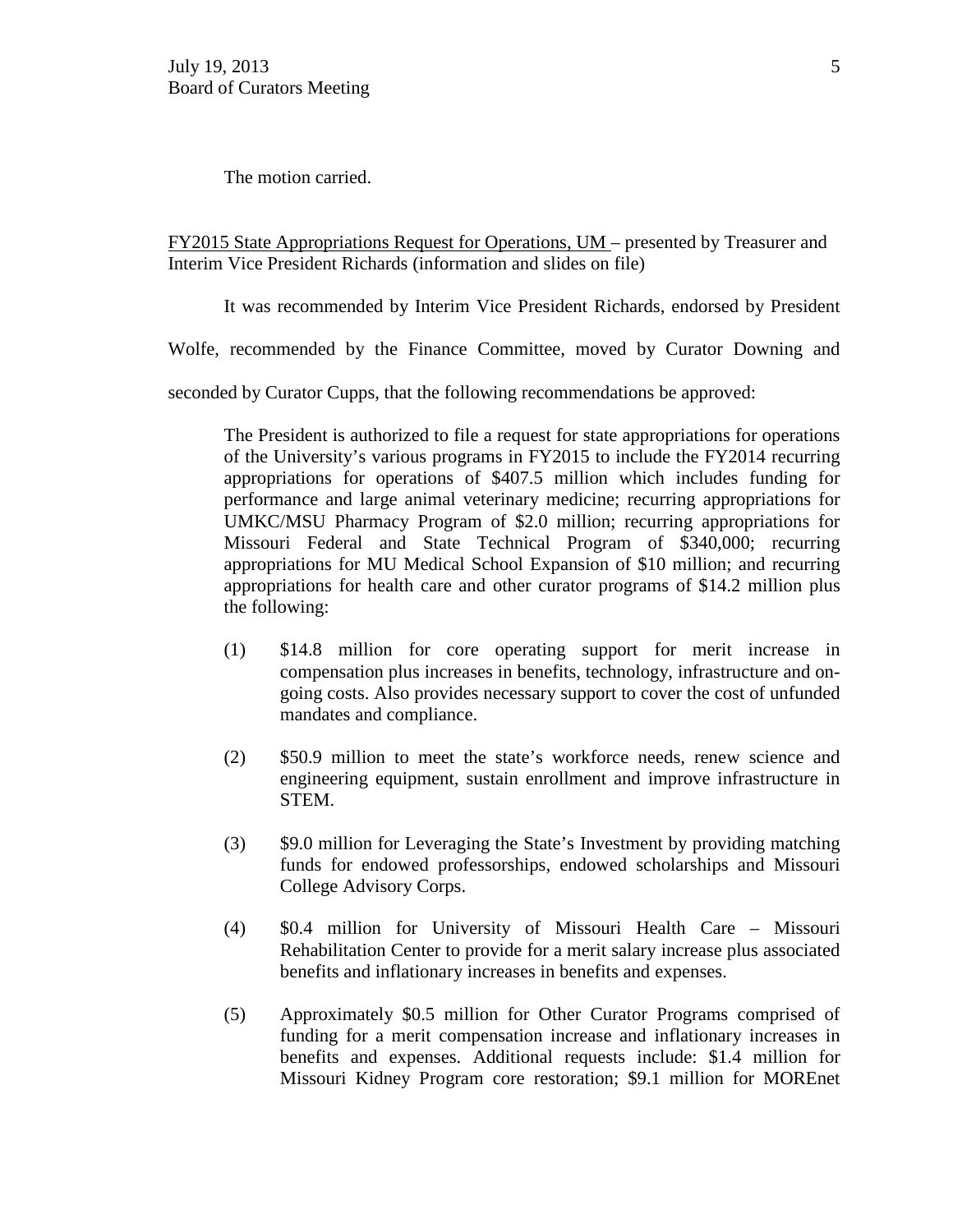The motion carried.

FY2015 State Appropriations Request for Operations, UM – presented by Treasurer and Interim Vice President Richards (information and slides on file)

It was recommended by Interim Vice President Richards, endorsed by President Wolfe, recommended by the Finance Committee, moved by Curator Downing and seconded by Curator Cupps, that the following recommendations be approved:

> The President is authorized to file a request for state appropriations for operations of the University's various programs in FY2015 to include the FY2014 recurring appropriations for operations of $407.5 million which includes funding for performance and large animal veterinary medicine; recurring appropriations for UMKC/MSU Pharmacy Program of $2.0 million; recurring appropriations for Missouri Federal and State Technical Program of $340,000; recurring appropriations for MU Medical School Expansion of $10 million; and recurring appropriations for health care and other curator programs of $14.2 million plus the following:
>
> (1) $14.8 million for core operating support for merit increase in compensation plus increases in benefits, technology, infrastructure and on-going costs. Also provides necessary support to cover the cost of unfunded mandates and compliance.
>
> (2) $50.9 million to meet the state's workforce needs, renew science and engineering equipment, sustain enrollment and improve infrastructure in STEM.
>
> (3) $9.0 million for Leveraging the State's Investment by providing matching funds for endowed professorships, endowed scholarships and Missouri College Advisory Corps.
>
> (4) $0.4 million for University of Missouri Health Care – Missouri Rehabilitation Center to provide for a merit salary increase plus associated benefits and inflationary increases in benefits and expenses.
>
> (5) Approximately $0.5 million for Other Curator Programs comprised of funding for a merit compensation increase and inflationary increases in benefits and expenses. Additional requests include: $1.4 million for Missouri Kidney Program core restoration; $9.1 million for MOREnet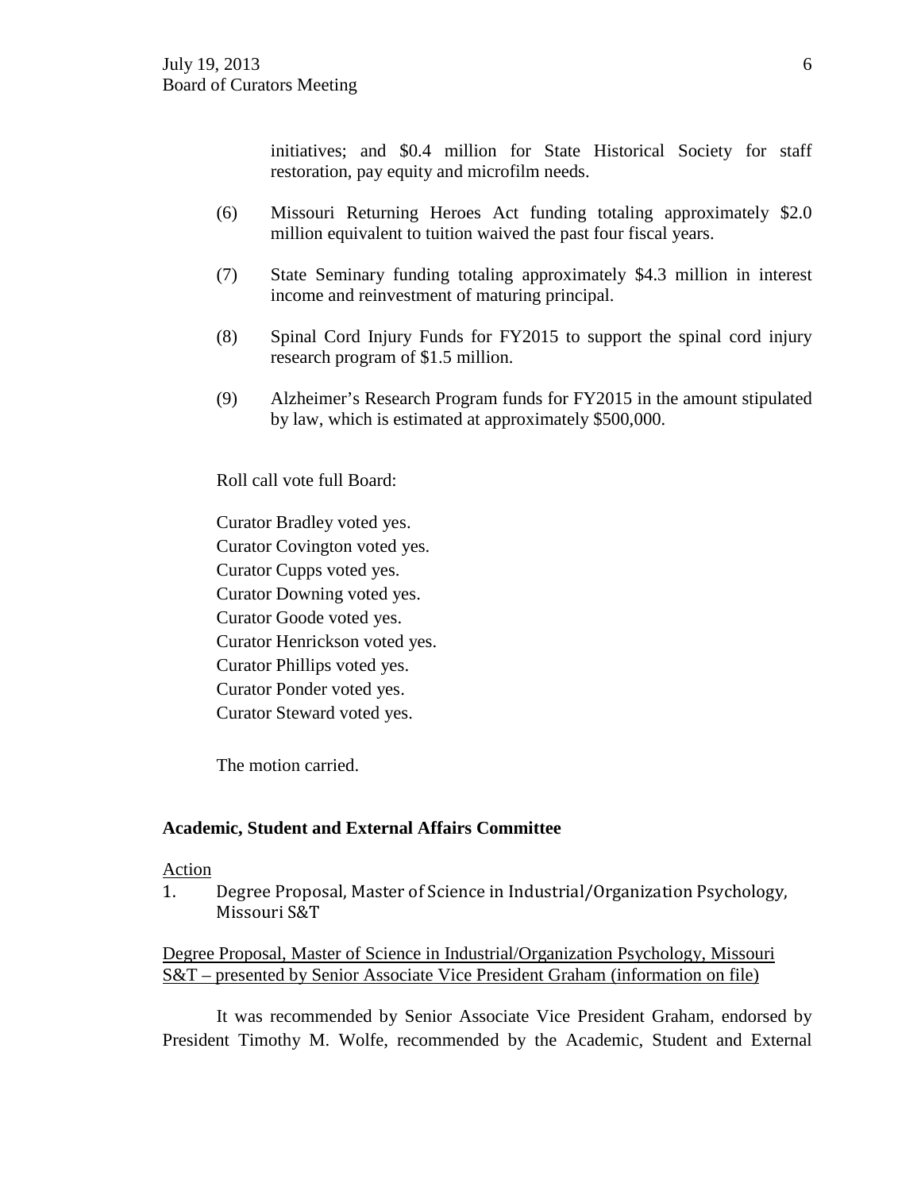initiatives; and \$0.4 million for State Historical Society for staff restoration, pay equity and microfilm needs.

(6) Missouri Returning Heroes Act funding totaling approximately \$2.0 million equivalent to tuition waived the past four fiscal years.

(7) State Seminary funding totaling approximately \$4.3 million in interest income and reinvestment of maturing principal.

(8) Spinal Cord Injury Funds for FY2015 to support the spinal cord injury research program of \$1.5 million.

(9) Alzheimer's Research Program funds for FY2015 in the amount stipulated by law, which is estimated at approximately \$500,000.

Roll call vote full Board:

Curator Bradley voted yes.
Curator Covington voted yes.
Curator Cupps voted yes.
Curator Downing voted yes.
Curator Goode voted yes.
Curator Henrickson voted yes.
Curator Phillips voted yes.
Curator Ponder voted yes.
Curator Steward voted yes.

The motion carried.

**Academic, Student and External Affairs Committee**

<u>Action</u>

1. Degree Proposal, Master of Science in Industrial/Organization Psychology, Missouri S&T

<u>Degree Proposal, Master of Science in Industrial/Organization Psychology, Missouri S&T – presented by Senior Associate Vice President Graham (information on file)</u>

It was recommended by Senior Associate Vice President Graham, endorsed by President Timothy M. Wolfe, recommended by the Academic, Student and External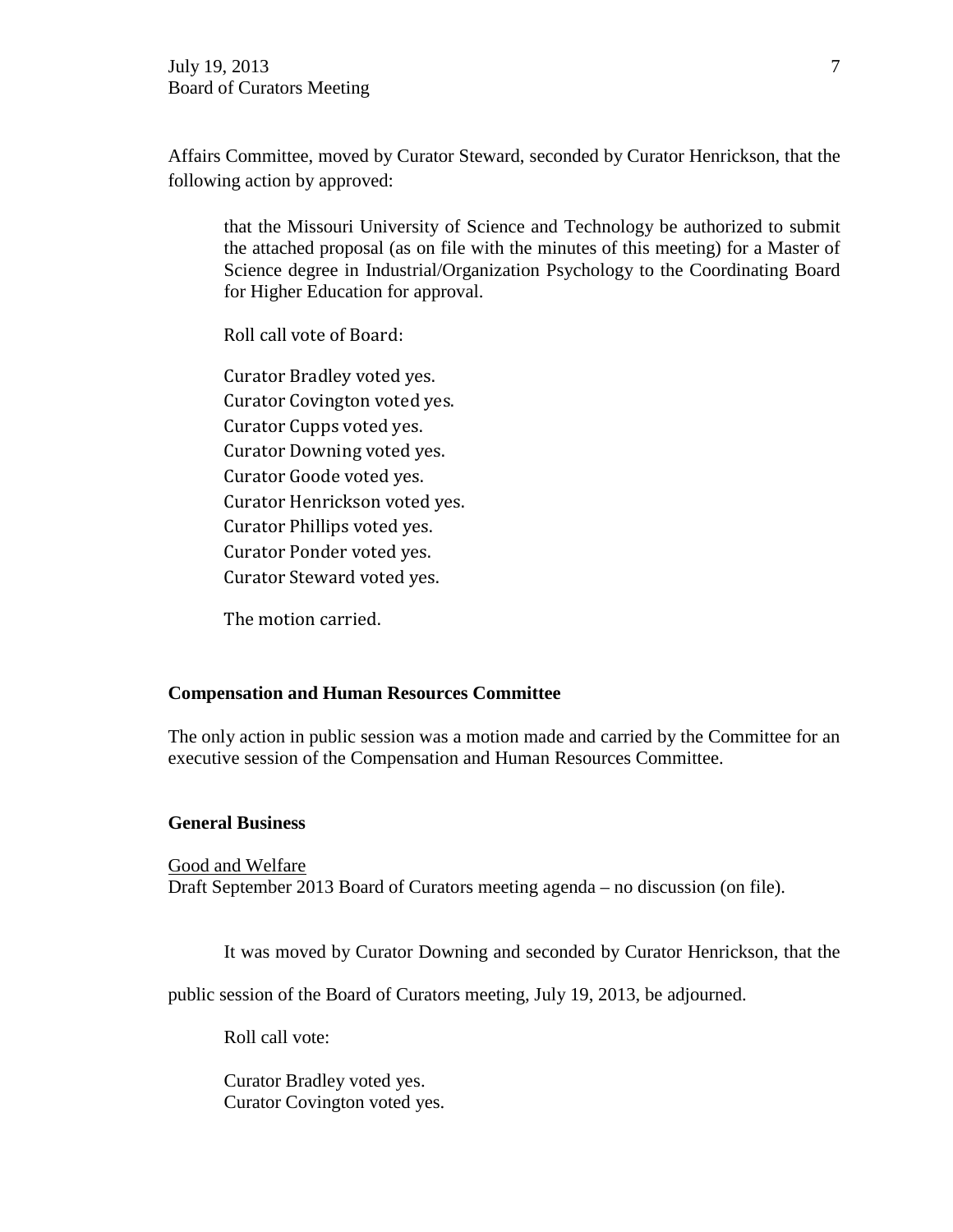Affairs Committee, moved by Curator Steward, seconded by Curator Henrickson, that the following action by approved:

> that the Missouri University of Science and Technology be authorized to submit the attached proposal (as on file with the minutes of this meeting) for a Master of Science degree in Industrial/Organization Psychology to the Coordinating Board for Higher Education for approval.
>
> Roll call vote of Board:
>
> Curator Bradley voted yes.
> Curator Covington voted yes.
> Curator Cupps voted yes.
> Curator Downing voted yes.
> Curator Goode voted yes.
> Curator Henrickson voted yes.
> Curator Phillips voted yes.
> Curator Ponder voted yes.
> Curator Steward voted yes.
>
> The motion carried.

**Compensation and Human Resources Committee**

The only action in public session was a motion made and carried by the Committee for an executive session of the Compensation and Human Resources Committee.

**General Business**

Good and Welfare
Draft September 2013 Board of Curators meeting agenda – no discussion (on file).

It was moved by Curator Downing and seconded by Curator Henrickson, that the public session of the Board of Curators meeting, July 19, 2013, be adjourned.

> Roll call vote:
>
> Curator Bradley voted yes.
> Curator Covington voted yes.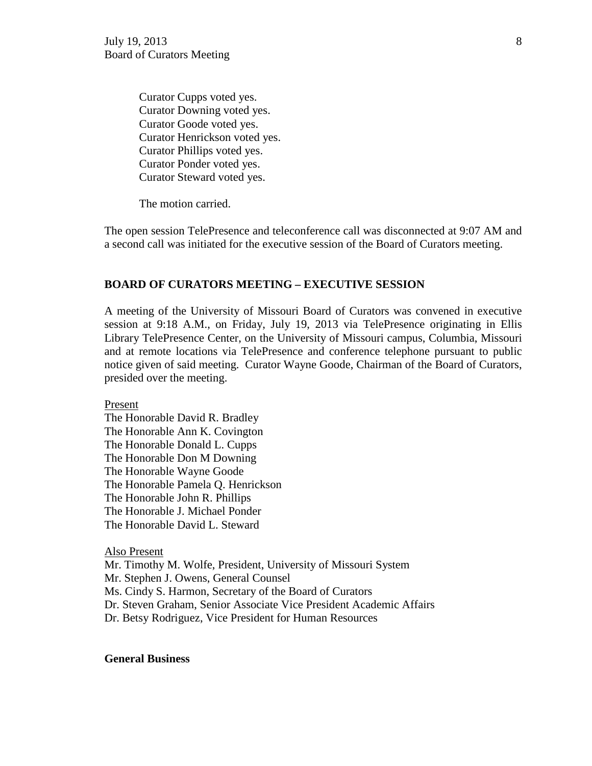Curator Cupps voted yes.
Curator Downing voted yes.
Curator Goode voted yes.
Curator Henrickson voted yes.
Curator Phillips voted yes.
Curator Ponder voted yes.
Curator Steward voted yes.

The motion carried.

The open session TelePresence and teleconference call was disconnected at 9:07 AM and a second call was initiated for the executive session of the Board of Curators meeting.

## BOARD OF CURATORS MEETING – EXECUTIVE SESSION

A meeting of the University of Missouri Board of Curators was convened in executive session at 9:18 A.M., on Friday, July 19, 2013 via TelePresence originating in Ellis Library TelePresence Center, on the University of Missouri campus, Columbia, Missouri and at remote locations via TelePresence and conference telephone pursuant to public notice given of said meeting. Curator Wayne Goode, Chairman of the Board of Curators, presided over the meeting.

Present

The Honorable David R. Bradley
The Honorable Ann K. Covington
The Honorable Donald L. Cupps
The Honorable Don M Downing
The Honorable Wayne Goode
The Honorable Pamela Q. Henrickson
The Honorable John R. Phillips
The Honorable J. Michael Ponder
The Honorable David L. Steward

Also Present

Mr. Timothy M. Wolfe, President, University of Missouri System
Mr. Stephen J. Owens, General Counsel
Ms. Cindy S. Harmon, Secretary of the Board of Curators
Dr. Steven Graham, Senior Associate Vice President Academic Affairs
Dr. Betsy Rodriguez, Vice President for Human Resources

**General Business**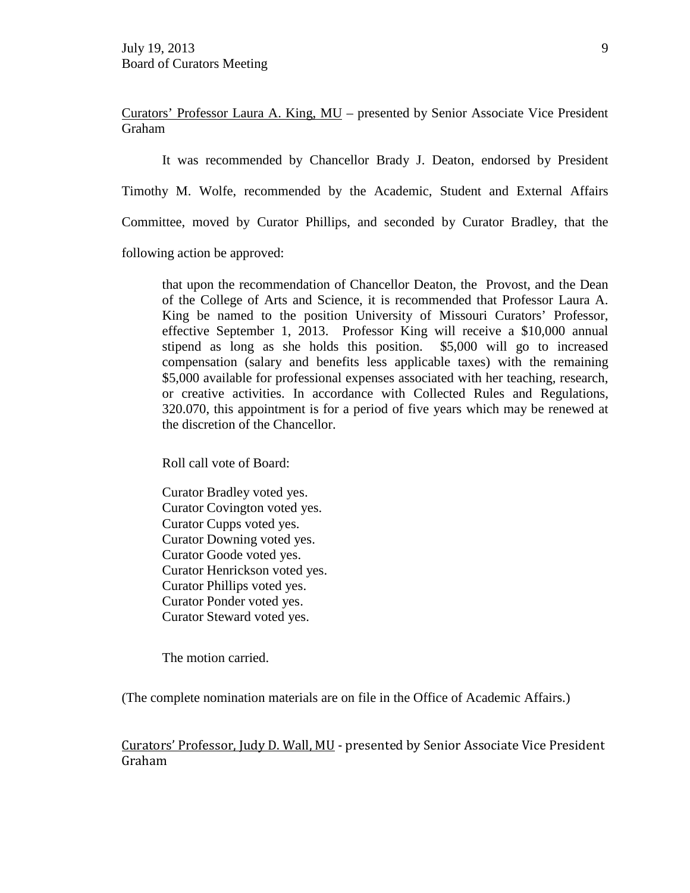<u>Curators' Professor Laura A. King, MU</u> – presented by Senior Associate Vice President Graham

It was recommended by Chancellor Brady J. Deaton, endorsed by President Timothy M. Wolfe, recommended by the Academic, Student and External Affairs Committee, moved by Curator Phillips, and seconded by Curator Bradley, that the following action be approved:

> that upon the recommendation of Chancellor Deaton, the Provost, and the Dean of the College of Arts and Science, it is recommended that Professor Laura A. King be named to the position University of Missouri Curators' Professor, effective September 1, 2013. Professor King will receive a $10,000 annual stipend as long as she holds this position. $5,000 will go to increased compensation (salary and benefits less applicable taxes) with the remaining $5,000 available for professional expenses associated with her teaching, research, or creative activities. In accordance with Collected Rules and Regulations, 320.070, this appointment is for a period of five years which may be renewed at the discretion of the Chancellor.
>
> Roll call vote of Board:
>
> Curator Bradley voted yes.
> Curator Covington voted yes.
> Curator Cupps voted yes.
> Curator Downing voted yes.
> Curator Goode voted yes.
> Curator Henrickson voted yes.
> Curator Phillips voted yes.
> Curator Ponder voted yes.
> Curator Steward voted yes.
>
> The motion carried.

(The complete nomination materials are on file in the Office of Academic Affairs.)

<u>Curators' Professor, Judy D. Wall, MU</u> - presented by Senior Associate Vice President Graham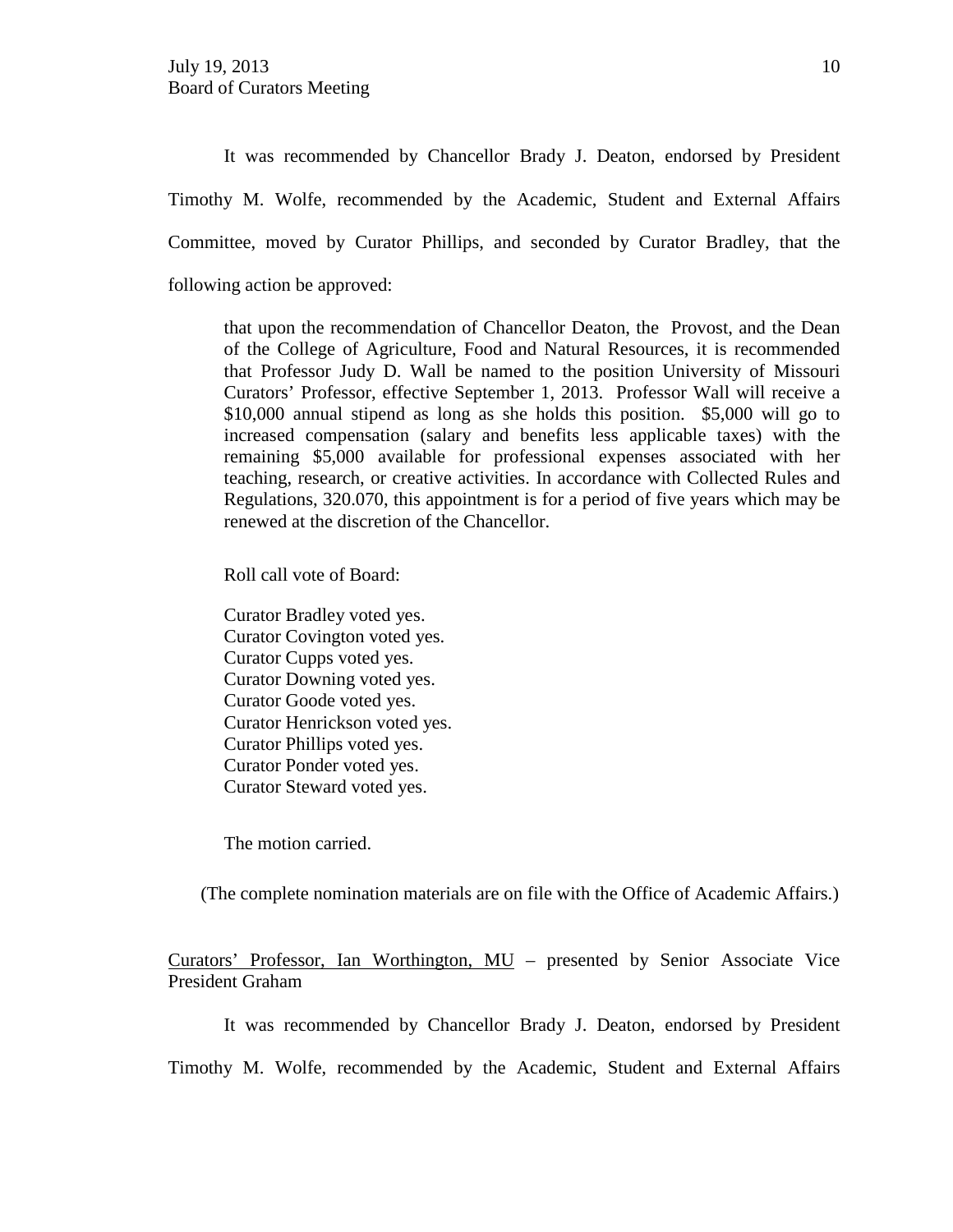It was recommended by Chancellor Brady J. Deaton, endorsed by President Timothy M. Wolfe, recommended by the Academic, Student and External Affairs Committee, moved by Curator Phillips, and seconded by Curator Bradley, that the following action be approved:

> that upon the recommendation of Chancellor Deaton, the Provost, and the Dean of the College of Agriculture, Food and Natural Resources, it is recommended that Professor Judy D. Wall be named to the position University of Missouri Curators' Professor, effective September 1, 2013. Professor Wall will receive a $10,000 annual stipend as long as she holds this position. $5,000 will go to increased compensation (salary and benefits less applicable taxes) with the remaining $5,000 available for professional expenses associated with her teaching, research, or creative activities. In accordance with Collected Rules and Regulations, 320.070, this appointment is for a period of five years which may be renewed at the discretion of the Chancellor.
>
> Roll call vote of Board:
>
> Curator Bradley voted yes.
> Curator Covington voted yes.
> Curator Cupps voted yes.
> Curator Downing voted yes.
> Curator Goode voted yes.
> Curator Henrickson voted yes.
> Curator Phillips voted yes.
> Curator Ponder voted yes.
> Curator Steward voted yes.
>
> The motion carried.

(The complete nomination materials are on file with the Office of Academic Affairs.)

Curators' Professor, Ian Worthington, MU – presented by Senior Associate Vice President Graham

It was recommended by Chancellor Brady J. Deaton, endorsed by President Timothy M. Wolfe, recommended by the Academic, Student and External Affairs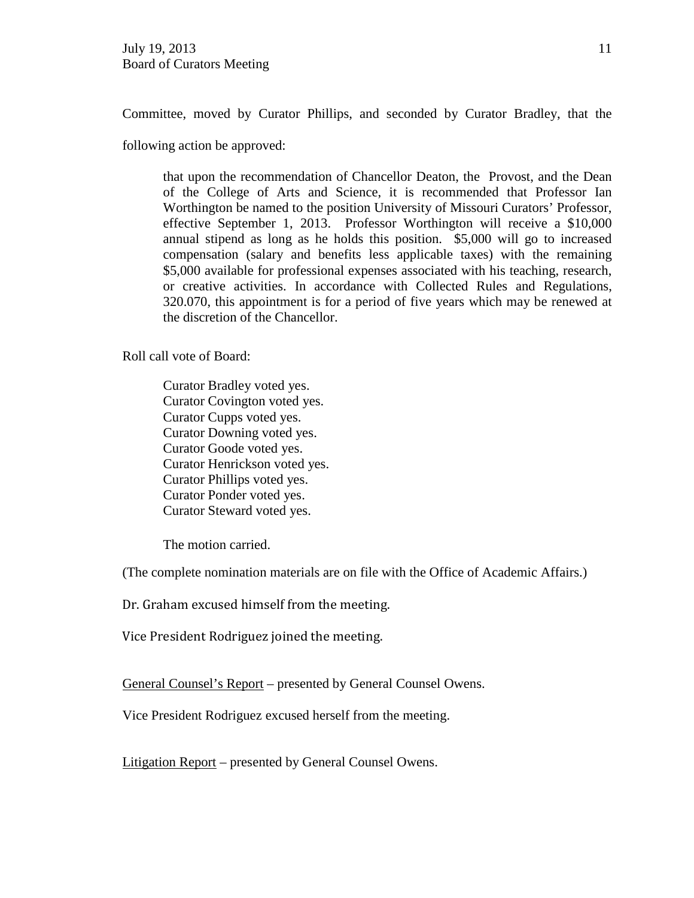Committee, moved by Curator Phillips, and seconded by Curator Bradley, that the following action be approved:

> that upon the recommendation of Chancellor Deaton, the Provost, and the Dean of the College of Arts and Science, it is recommended that Professor Ian Worthington be named to the position University of Missouri Curators' Professor, effective September 1, 2013. Professor Worthington will receive a $10,000 annual stipend as long as he holds this position. $5,000 will go to increased compensation (salary and benefits less applicable taxes) with the remaining $5,000 available for professional expenses associated with his teaching, research, or creative activities. In accordance with Collected Rules and Regulations, 320.070, this appointment is for a period of five years which may be renewed at the discretion of the Chancellor.

Roll call vote of Board:

Curator Bradley voted yes.
Curator Covington voted yes.
Curator Cupps voted yes.
Curator Downing voted yes.
Curator Goode voted yes.
Curator Henrickson voted yes.
Curator Phillips voted yes.
Curator Ponder voted yes.
Curator Steward voted yes.

The motion carried.

(The complete nomination materials are on file with the Office of Academic Affairs.)

Dr. Graham excused himself from the meeting.

Vice President Rodriguez joined the meeting.

<u>General Counsel's Report</u> – presented by General Counsel Owens.

Vice President Rodriguez excused herself from the meeting.

<u>Litigation Report</u> – presented by General Counsel Owens.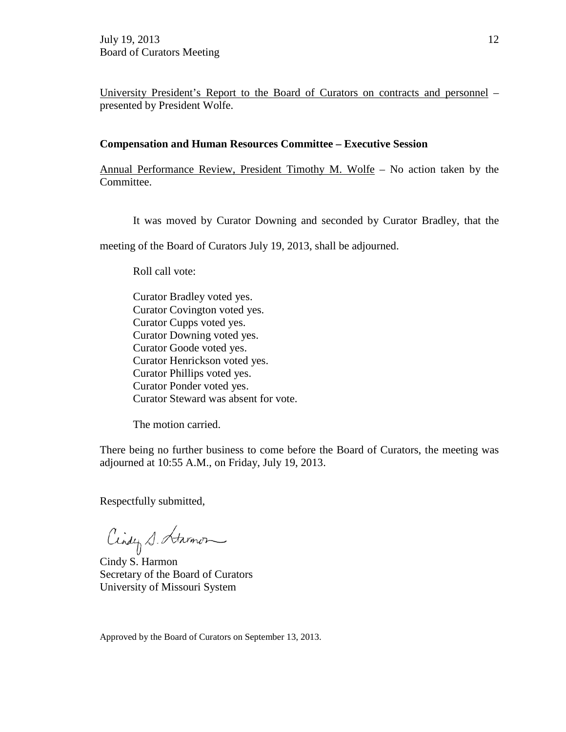University President's Report to the Board of Curators on contracts and personnel – presented by President Wolfe.

**Compensation and Human Resources Committee – Executive Session**

Annual Performance Review, President Timothy M. Wolfe – No action taken by the Committee.

It was moved by Curator Downing and seconded by Curator Bradley, that the meeting of the Board of Curators July 19, 2013, shall be adjourned.

Roll call vote:

Curator Bradley voted yes.
Curator Covington voted yes.
Curator Cupps voted yes.
Curator Downing voted yes.
Curator Goode voted yes.
Curator Henrickson voted yes.
Curator Phillips voted yes.
Curator Ponder voted yes.
Curator Steward was absent for vote.

The motion carried.

There being no further business to come before the Board of Curators, the meeting was adjourned at 10:55 A.M., on Friday, July 19, 2013.

Respectfully submitted,

Cindy S. Harmon
Secretary of the Board of Curators
University of Missouri System

Approved by the Board of Curators on September 13, 2013.